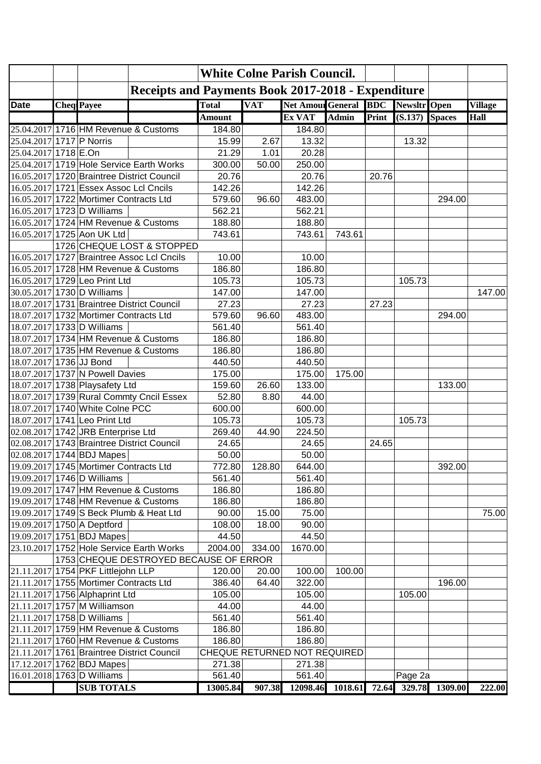| Date | Cheq | Payee | | Total Amount | VAT | Net Amount Ex VAT | General Admin | BDC Print | Newsltr (S.137) | Open Spaces | Village Hall |
|---|---|---|---|---|---|---|---|---|---|---|---|
| | | | | **White Colne Parish Council.** | | | | | | | |
| | | **Receipts and Payments Book 2017-2018 - Expenditure** | | | | | | | | | |
| 25.04.2017 | 1716 | HM Revenue & Customs | | 184.80 | | 184.80 | | | | | |
| 25.04.2017 | 1717 | P Norris | | 15.99 | 2.67 | 13.32 | | | 13.32 | | |
| 25.04.2017 | 1718 | E.On | | 21.29 | 1.01 | 20.28 | | | | | |
| 25.04.2017 | 1719 | Hole Service Earth Works | | 300.00 | 50.00 | 250.00 | | | | | |
| 16.05.2017 | 1720 | Braintree District Council | | 20.76 | | 20.76 | | 20.76 | | | |
| 16.05.2017 | 1721 | Essex Assoc Lcl Cncils | | 142.26 | | 142.26 | | | | | |
| 16.05.2017 | 1722 | Mortimer Contracts Ltd | | 579.60 | 96.60 | 483.00 | | | | 294.00 | |
| 16.05.2017 | 1723 | D Williams | | 562.21 | | 562.21 | | | | | |
| 16.05.2017 | 1724 | HM Revenue & Customs | | 188.80 | | 188.80 | | | | | |
| 16.05.2017 | 1725 | Aon UK Ltd | | 743.61 | | 743.61 | 743.61 | | | | |
| | 1726 | CHEQUE LOST & STOPPED | | | | | | | | | |
| 16.05.2017 | 1727 | Braintree Assoc Lcl Cncils | | 10.00 | | 10.00 | | | | | |
| 16.05.2017 | 1728 | HM Revenue & Customs | | 186.80 | | 186.80 | | | | | |
| 16.05.2017 | 1729 | Leo Print Ltd | | 105.73 | | 105.73 | | | 105.73 | | |
| 30.05.2017 | 1730 | D Williams | | 147.00 | | 147.00 | | | | | 147.00 |
| 18.07.2017 | 1731 | Braintree District Council | | 27.23 | | 27.23 | | 27.23 | | | |
| 18.07.2017 | 1732 | Mortimer Contracts Ltd | | 579.60 | 96.60 | 483.00 | | | | 294.00 | |
| 18.07.2017 | 1733 | D Williams | | 561.40 | | 561.40 | | | | | |
| 18.07.2017 | 1734 | HM Revenue & Customs | | 186.80 | | 186.80 | | | | | |
| 18.07.2017 | 1735 | HM Revenue & Customs | | 186.80 | | 186.80 | | | | | |
| 18.07.2017 | 1736 | JJ Bond | | 440.50 | | 440.50 | | | | | |
| 18.07.2017 | 1737 | N Powell Davies | | 175.00 | | 175.00 | 175.00 | | | | |
| 18.07.2017 | 1738 | Playsafety Ltd | | 159.60 | 26.60 | 133.00 | | | | 133.00 | |
| 18.07.2017 | 1739 | Rural Commty Cncil Essex | | 52.80 | 8.80 | 44.00 | | | | | |
| 18.07.2017 | 1740 | White Colne PCC | | 600.00 | | 600.00 | | | | | |
| 18.07.2017 | 1741 | Leo Print Ltd | | 105.73 | | 105.73 | | | 105.73 | | |
| 02.08.2017 | 1742 | JRB Enterprise Ltd | | 269.40 | 44.90 | 224.50 | | | | | |
| 02.08.2017 | 1743 | Braintree District Council | | 24.65 | | 24.65 | | 24.65 | | | |
| 02.08.2017 | 1744 | BDJ Mapes | | 50.00 | | 50.00 | | | | | |
| 19.09.2017 | 1745 | Mortimer Contracts Ltd | | 772.80 | 128.80 | 644.00 | | | | 392.00 | |
| 19.09.2017 | 1746 | D Williams | | 561.40 | | 561.40 | | | | | |
| 19.09.2017 | 1747 | HM Revenue & Customs | | 186.80 | | 186.80 | | | | | |
| 19.09.2017 | 1748 | HM Revenue & Customs | | 186.80 | | 186.80 | | | | | |
| 19.09.2017 | 1749 | S Beck Plumb & Heat Ltd | | 90.00 | 15.00 | 75.00 | | | | | 75.00 |
| 19.09.2017 | 1750 | A Deptford | | 108.00 | 18.00 | 90.00 | | | | | |
| 19.09.2017 | 1751 | BDJ Mapes | | 44.50 | | 44.50 | | | | | |
| 23.10.2017 | 1752 | Hole Service Earth Works | | 2004.00 | 334.00 | 1670.00 | | | | | |
| | 1753 | CHEQUE DESTROYED BECAUSE OF ERROR | | | | | | | | | |
| 21.11.2017 | 1754 | PKF Littlejohn LLP | | 120.00 | 20.00 | 100.00 | 100.00 | | | | |
| 21.11.2017 | 1755 | Mortimer Contracts Ltd | | 386.40 | 64.40 | 322.00 | | | | 196.00 | |
| 21.11.2017 | 1756 | Alphaprint Ltd | | 105.00 | | 105.00 | | | 105.00 | | |
| 21.11.2017 | 1757 | M Williamson | | 44.00 | | 44.00 | | | | | |
| 21.11.2017 | 1758 | D Williams | | 561.40 | | 561.40 | | | | | |
| 21.11.2017 | 1759 | HM Revenue & Customs | | 186.80 | | 186.80 | | | | | |
| 21.11.2017 | 1760 | HM Revenue & Customs | | 186.80 | | 186.80 | | | | | |
| 21.11.2017 | 1761 | Braintree District Council | | CHEQUE RETURNED NOT REQUIRED | | | | | | | |
| 17.12.2017 | 1762 | BDJ Mapes | | 271.38 | | 271.38 | | | | | |
| 16.01.2018 | 1763 | D Williams | | 561.40 | | 561.40 | | | Page 2a | | |
| | | **SUB TOTALS** | | **13005.84** | **907.38** | **12098.46** | **1018.61** | **72.64** | **329.78** | **1309.00** | **222.00** |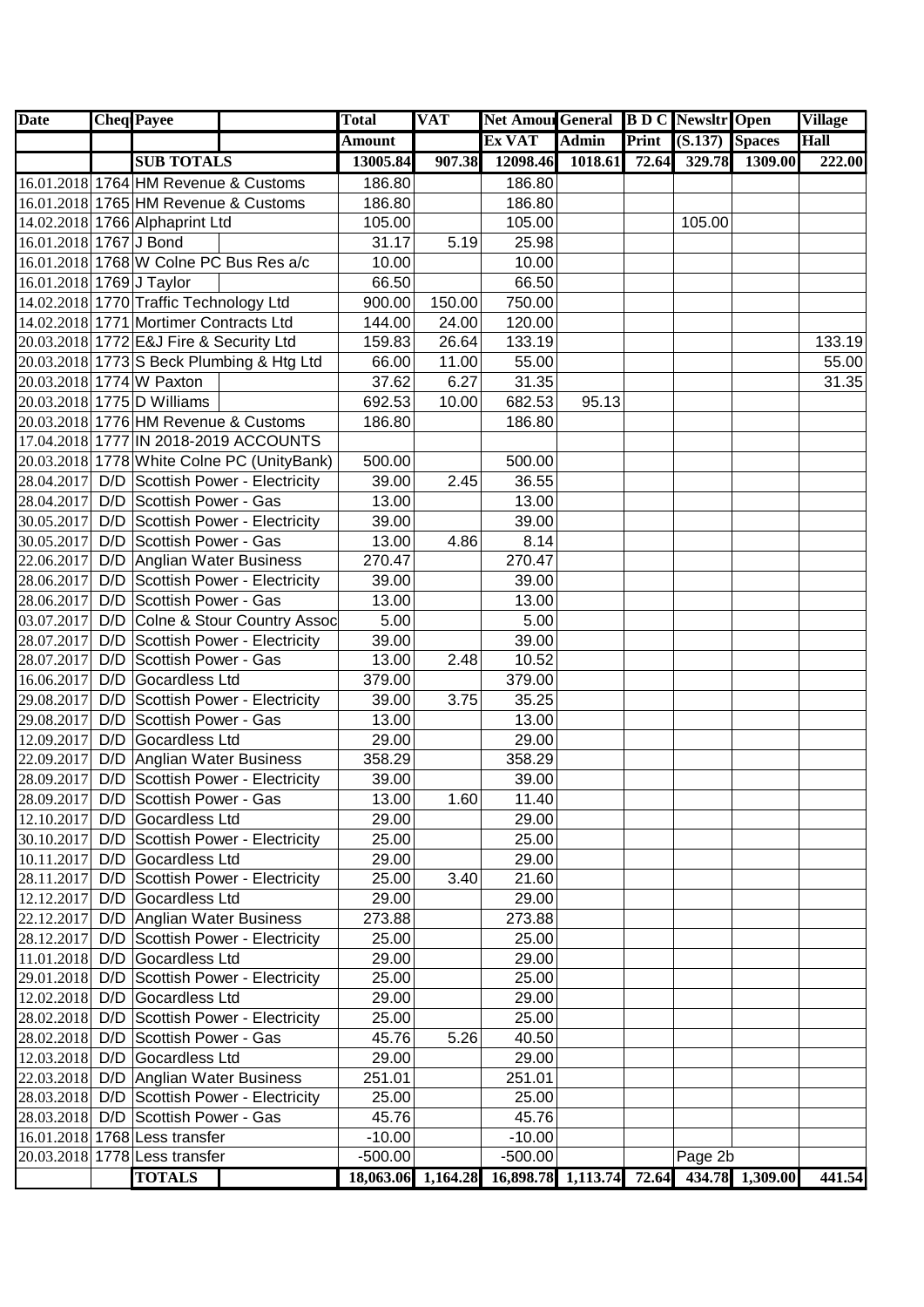| Date | Cheq | Payee | | Total | VAT | Net Amount | General | B D C | Newsltr | Open | Village |
|---|---|---|---|---|---|---|---|---|---|---|---|
| | | | | Amount | | Ex VAT | Admin | Print | (S.137) | Spaces | Hall |
| | | **SUB TOTALS** | | **13005.84** | **907.38** | **12098.46** | **1018.61** | **72.64** | **329.78** | **1309.00** | **222.00** |
| 16.01.2018 | 1764 | HM Revenue & Customs | | 186.80 | | 186.80 | | | | | |
| 16.01.2018 | 1765 | HM Revenue & Customs | | 186.80 | | 186.80 | | | | | |
| 14.02.2018 | 1766 | Alphaprint Ltd | | 105.00 | | 105.00 | | | 105.00 | | |
| 16.01.2018 | 1767 | J Bond | | 31.17 | 5.19 | 25.98 | | | | | |
| 16.01.2018 | 1768 | W Colne PC Bus Res a/c | | 10.00 | | 10.00 | | | | | |
| 16.01.2018 | 1769 | J Taylor | | 66.50 | | 66.50 | | | | | |
| 14.02.2018 | 1770 | Traffic Technology Ltd | | 900.00 | 150.00 | 750.00 | | | | | |
| 14.02.2018 | 1771 | Mortimer Contracts Ltd | | 144.00 | 24.00 | 120.00 | | | | | |
| 20.03.2018 | 1772 | E&J Fire & Security Ltd | | 159.83 | 26.64 | 133.19 | | | | | 133.19 |
| 20.03.2018 | 1773 | S Beck Plumbing & Htg Ltd | | 66.00 | 11.00 | 55.00 | | | | | 55.00 |
| 20.03.2018 | 1774 | W Paxton | | 37.62 | 6.27 | 31.35 | | | | | 31.35 |
| 20.03.2018 | 1775 | D Williams | | 692.53 | 10.00 | 682.53 | 95.13 | | | | |
| 20.03.2018 | 1776 | HM Revenue & Customs | | 186.80 | | 186.80 | | | | | |
| 17.04.2018 | 1777 | IN 2018-2019 ACCOUNTS | | | | | | | | | |
| 20.03.2018 | 1778 | White Colne PC (UnityBank) | | 500.00 | | 500.00 | | | | | |
| 28.04.2017 | D/D | Scottish Power - Electricity | | 39.00 | 2.45 | 36.55 | | | | | |
| 28.04.2017 | D/D | Scottish Power - Gas | | 13.00 | | 13.00 | | | | | |
| 30.05.2017 | D/D | Scottish Power - Electricity | | 39.00 | | 39.00 | | | | | |
| 30.05.2017 | D/D | Scottish Power - Gas | | 13.00 | 4.86 | 8.14 | | | | | |
| 22.06.2017 | D/D | Anglian Water Business | | 270.47 | | 270.47 | | | | | |
| 28.06.2017 | D/D | Scottish Power - Electricity | | 39.00 | | 39.00 | | | | | |
| 28.06.2017 | D/D | Scottish Power - Gas | | 13.00 | | 13.00 | | | | | |
| 03.07.2017 | D/D | Colne & Stour Country Assoc | | 5.00 | | 5.00 | | | | | |
| 28.07.2017 | D/D | Scottish Power - Electricity | | 39.00 | | 39.00 | | | | | |
| 28.07.2017 | D/D | Scottish Power - Gas | | 13.00 | 2.48 | 10.52 | | | | | |
| 16.06.2017 | D/D | Gocardless Ltd | | 379.00 | | 379.00 | | | | | |
| 29.08.2017 | D/D | Scottish Power - Electricity | | 39.00 | 3.75 | 35.25 | | | | | |
| 29.08.2017 | D/D | Scottish Power - Gas | | 13.00 | | 13.00 | | | | | |
| 12.09.2017 | D/D | Gocardless Ltd | | 29.00 | | 29.00 | | | | | |
| 22.09.2017 | D/D | Anglian Water Business | | 358.29 | | 358.29 | | | | | |
| 28.09.2017 | D/D | Scottish Power - Electricity | | 39.00 | | 39.00 | | | | | |
| 28.09.2017 | D/D | Scottish Power - Gas | | 13.00 | 1.60 | 11.40 | | | | | |
| 12.10.2017 | D/D | Gocardless Ltd | | 29.00 | | 29.00 | | | | | |
| 30.10.2017 | D/D | Scottish Power - Electricity | | 25.00 | | 25.00 | | | | | |
| 10.11.2017 | D/D | Gocardless Ltd | | 29.00 | | 29.00 | | | | | |
| 28.11.2017 | D/D | Scottish Power - Electricity | | 25.00 | 3.40 | 21.60 | | | | | |
| 12.12.2017 | D/D | Gocardless Ltd | | 29.00 | | 29.00 | | | | | |
| 22.12.2017 | D/D | Anglian Water Business | | 273.88 | | 273.88 | | | | | |
| 28.12.2017 | D/D | Scottish Power - Electricity | | 25.00 | | 25.00 | | | | | |
| 11.01.2018 | D/D | Gocardless Ltd | | 29.00 | | 29.00 | | | | | |
| 29.01.2018 | D/D | Scottish Power - Electricity | | 25.00 | | 25.00 | | | | | |
| 12.02.2018 | D/D | Gocardless Ltd | | 29.00 | | 29.00 | | | | | |
| 28.02.2018 | D/D | Scottish Power - Electricity | | 25.00 | | 25.00 | | | | | |
| 28.02.2018 | D/D | Scottish Power - Gas | | 45.76 | 5.26 | 40.50 | | | | | |
| 12.03.2018 | D/D | Gocardless Ltd | | 29.00 | | 29.00 | | | | | |
| 22.03.2018 | D/D | Anglian Water Business | | 251.01 | | 251.01 | | | | | |
| 28.03.2018 | D/D | Scottish Power - Electricity | | 25.00 | | 25.00 | | | | | |
| 28.03.2018 | D/D | Scottish Power - Gas | | 45.76 | | 45.76 | | | | | |
| 16.01.2018 | 1768 | Less transfer | | -10.00 | | -10.00 | | | | | |
| 20.03.2018 | 1778 | Less transfer | | -500.00 | | -500.00 | | | Page 2b | | |
| | | **TOTALS** | | **18,063.06** | **1,164.28** | **16,898.78** | **1,113.74** | **72.64** | **434.78** | **1,309.00** | **441.54** |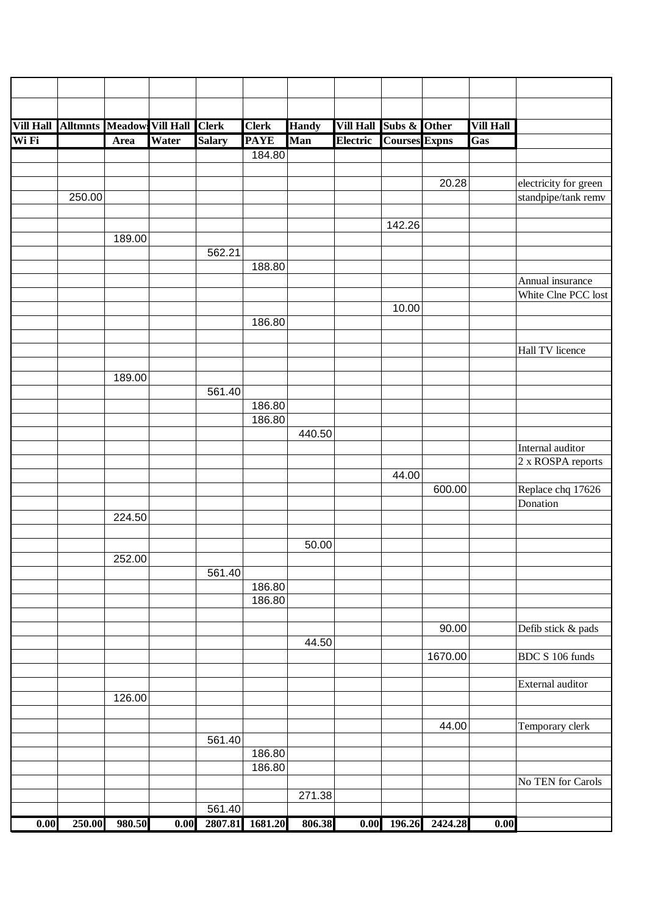| Vill Hall Wi Fi | Alltmnts | Meadow Area | Vill Hall Water | Clerk Salary | Clerk PAYE | Handy Man | Vill Hall Electric | Subs & Courses | Other Expns | Vill Hall Gas | |
|---|---|---|---|---|---|---|---|---|---|---|---|
| | | | | | 184.80 | | | | | | |
| | | | | | | | | | | | |
| | | | | | | | | | 20.28 | | electricity for green |
| | 250.00 | | | | | | | | | | standpipe/tank remv |
| | | | | | | | | | | | |
| | | | | | | | | 142.26 | | | |
| | | 189.00 | | | | | | | | | |
| | | | | 562.21 | | | | | | | |
| | | | | | 188.80 | | | | | | |
| | | | | | | | | | | | Annual insurance |
| | | | | | | | | | | | White Clne PCC lost |
| | | | | | | | | 10.00 | | | |
| | | | | | 186.80 | | | | | | |
| | | | | | | | | | | | |
| | | | | | | | | | | | Hall TV licence |
| | | | | | | | | | | | |
| | | 189.00 | | | | | | | | | |
| | | | | 561.40 | | | | | | | |
| | | | | | 186.80 | | | | | | |
| | | | | | 186.80 | | | | | | |
| | | | | | | 440.50 | | | | | |
| | | | | | | | | | | | Internal auditor |
| | | | | | | | | | | | 2 x ROSPA reports |
| | | | | | | | | 44.00 | | | |
| | | | | | | | | | 600.00 | | Replace chq 17626 |
| | | | | | | | | | | | Donation |
| | | 224.50 | | | | | | | | | |
| | | | | | | | | | | | |
| | | | | | | 50.00 | | | | | |
| | | 252.00 | | | | | | | | | |
| | | | | 561.40 | | | | | | | |
| | | | | | 186.80 | | | | | | |
| | | | | | 186.80 | | | | | | |
| | | | | | | | | | | | |
| | | | | | | | | | 90.00 | | Defib stick & pads |
| | | | | | | 44.50 | | | | | |
| | | | | | | | | | 1670.00 | | BDC S 106 funds |
| | | | | | | | | | | | |
| | | | | | | | | | | | External auditor |
| | | 126.00 | | | | | | | | | |
| | | | | | | | | | | | |
| | | | | | | | | | 44.00 | | Temporary clerk |
| | | | | 561.40 | | | | | | | |
| | | | | | 186.80 | | | | | | |
| | | | | | 186.80 | | | | | | |
| | | | | | | | | | | | No TEN for Carols |
| | | | | | | 271.38 | | | | | |
| | | | | 561.40 | | | | | | | |
| **0.00** | **250.00** | **980.50** | **0.00** | **2807.81** | **1681.20** | **806.38** | **0.00** | **196.26** | **2424.28** | **0.00** | |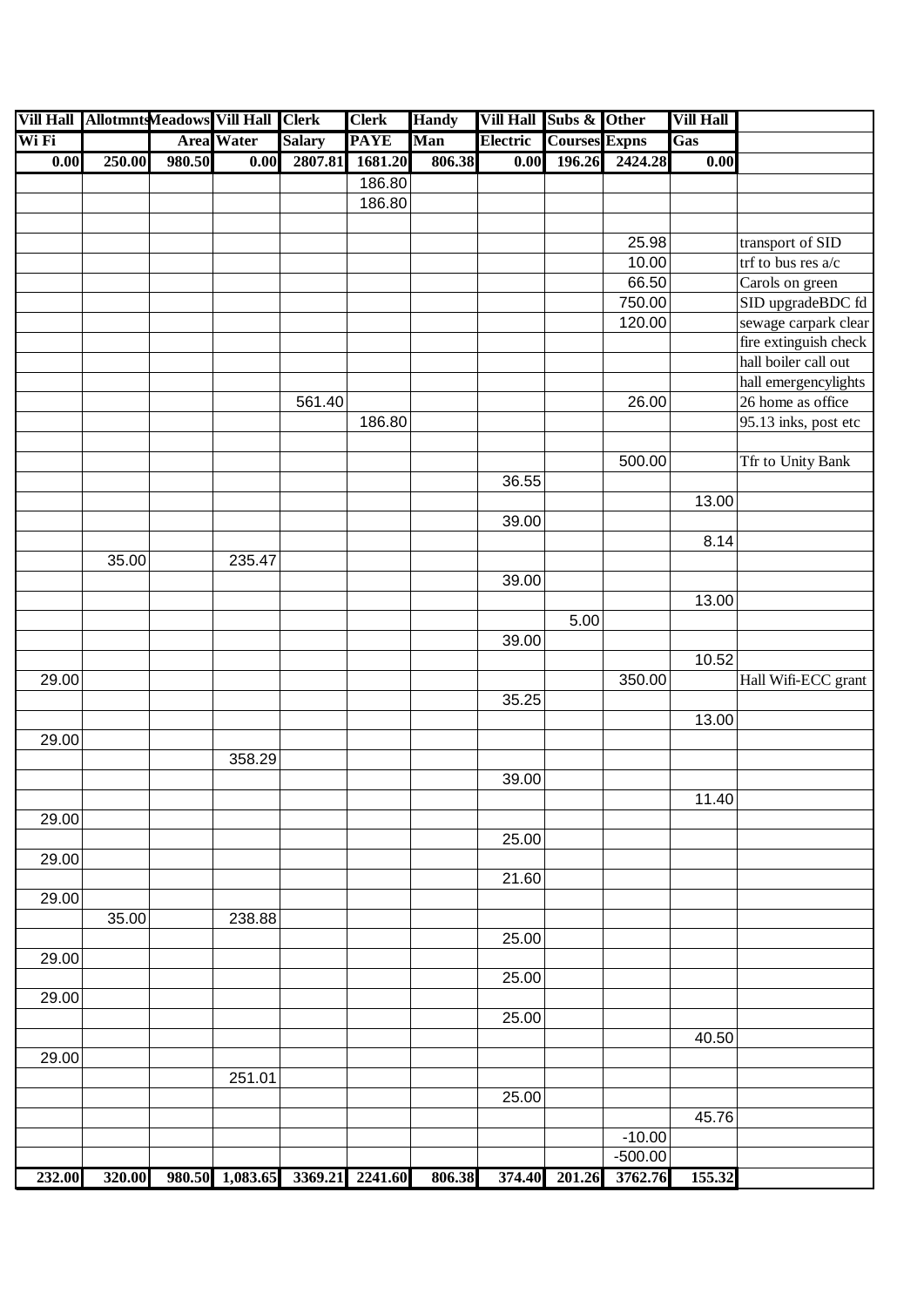| Vill Hall Wi Fi | Allotmnts | Meadows Area | Vill Hall Water | Clerk Salary | Clerk PAYE | Handy Man | Vill Hall Electric | Subs & Courses | Other Expns | Vill Hall Gas | |
|---|---|---|---|---|---|---|---|---|---|---|---|
| **0.00** | **250.00** | **980.50** | **0.00** | **2807.81** | **1681.20** | **806.38** | **0.00** | **196.26** | **2424.28** | **0.00** | |
| | | | | | 186.80 | | | | | | |
| | | | | | 186.80 | | | | | | |
| | | | | | | | | | | | |
| | | | | | | | | | 25.98 | | transport of SID |
| | | | | | | | | | 10.00 | | trf to bus res a/c |
| | | | | | | | | | 66.50 | | Carols on green |
| | | | | | | | | | 750.00 | | SID upgradeBDC fd |
| | | | | | | | | | 120.00 | | sewage carpark clear |
| | | | | | | | | | | | fire extinguish check |
| | | | | | | | | | | | hall boiler call out |
| | | | | | | | | | | | hall emergencylights |
| | | | | 561.40 | | | | | 26.00 | | 26 home as office |
| | | | | | 186.80 | | | | | | 95.13 inks, post etc |
| | | | | | | | | | | | |
| | | | | | | | | | 500.00 | | Tfr to Unity Bank |
| | | | | | | | 36.55 | | | | |
| | | | | | | | | | | 13.00 | |
| | | | | | | | 39.00 | | | | |
| | | | | | | | | | | 8.14 | |
| | 35.00 | | 235.47 | | | | | | | | |
| | | | | | | | 39.00 | | | | |
| | | | | | | | | | | 13.00 | |
| | | | | | | | | 5.00 | | | |
| | | | | | | | 39.00 | | | | |
| | | | | | | | | | | 10.52 | |
| 29.00 | | | | | | | | | 350.00 | | Hall Wifi-ECC grant |
| | | | | | | | 35.25 | | | | |
| | | | | | | | | | | 13.00 | |
| 29.00 | | | | | | | | | | | |
| | | | 358.29 | | | | | | | | |
| | | | | | | | 39.00 | | | | |
| | | | | | | | | | | 11.40 | |
| 29.00 | | | | | | | | | | | |
| | | | | | | | 25.00 | | | | |
| 29.00 | | | | | | | | | | | |
| | | | | | | | 21.60 | | | | |
| 29.00 | | | | | | | | | | | |
| | 35.00 | | 238.88 | | | | | | | | |
| | | | | | | | 25.00 | | | | |
| 29.00 | | | | | | | | | | | |
| | | | | | | | 25.00 | | | | |
| 29.00 | | | | | | | | | | | |
| | | | | | | | 25.00 | | | | |
| | | | | | | | | | | 40.50 | |
| 29.00 | | | | | | | | | | | |
| | | | 251.01 | | | | | | | | |
| | | | | | | | 25.00 | | | | |
| | | | | | | | | | | 45.76 | |
| | | | | | | | | | -10.00 | | |
| | | | | | | | | | -500.00 | | |
| **232.00** | **320.00** | **980.50** | **1,083.65** | **3369.21** | **2241.60** | **806.38** | **374.40** | **201.26** | **3762.76** | **155.32** | |